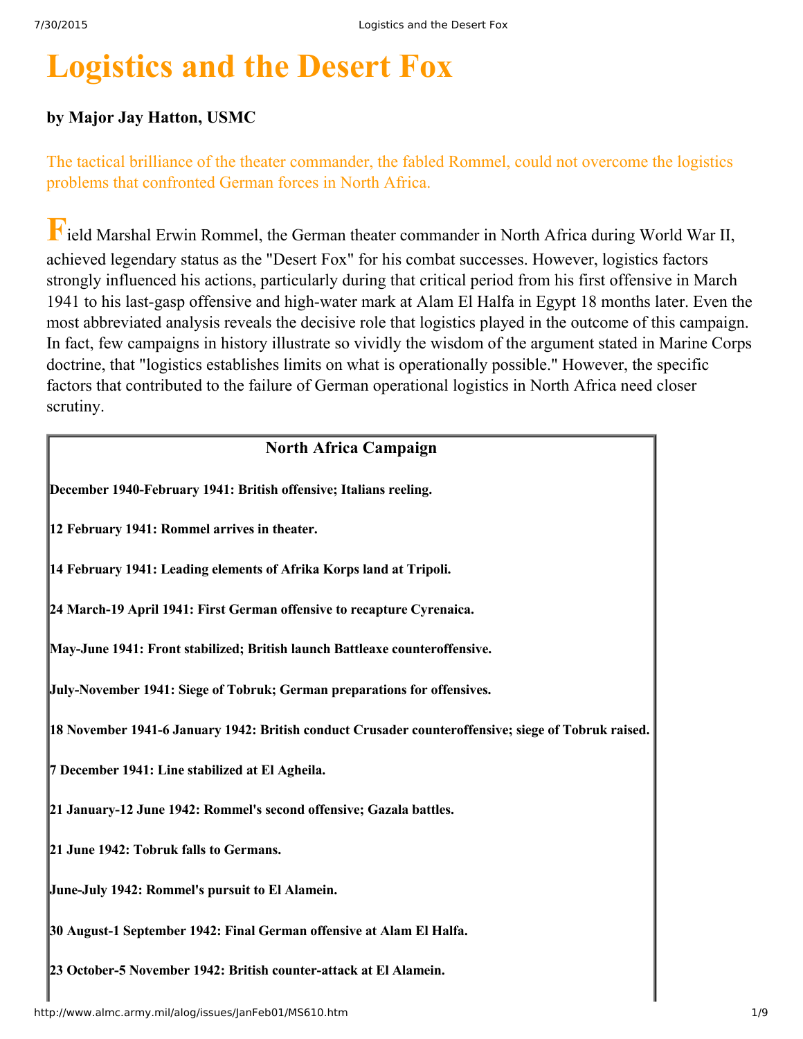# Logistics and the Desert Fox

### by Major Jay Hatton, USMC

The tactical brilliance of the theater commander, the fabled Rommel, could not overcome the logistics problems that confronted German forces in North Africa.

Field Marshal Erwin Rommel, the German theater commander in North Africa during World War II, achieved legendary status as the "Desert Fox" for his combat successes. However, logistics factors strongly influenced his actions, particularly during that critical period from his first offensive in March 1941 to his last-gasp offensive and high-water mark at Alam El Halfa in Egypt 18 months later. Even the most abbreviated analysis reveals the decisive role that logistics played in the outcome of this campaign. In fact, few campaigns in history illustrate so vividly the wisdom of the argument stated in Marine Corps doctrine, that "logistics establishes limits on what is operationally possible." However, the specific factors that contributed to the failure of German operational logistics in North Africa need closer scrutiny.

| North Africa Campaign |
|---|
| **December 1940-February 1941: British offensive; Italians reeling.** |
| **12 February 1941: Rommel arrives in theater.** |
| **14 February 1941: Leading elements of Afrika Korps land at Tripoli.** |
| **24 March-19 April 1941: First German offensive to recapture Cyrenaica.** |
| **May-June 1941: Front stabilized; British launch Battleaxe counteroffensive.** |
| **July-November 1941: Siege of Tobruk; German preparations for offensives.** |
| **18 November 1941-6 January 1942: British conduct Crusader counteroffensive; siege of Tobruk raised.** |
| **7 December 1941: Line stabilized at El Agheila.** |
| **21 January-12 June 1942: Rommel's second offensive; Gazala battles.** |
| **21 June 1942: Tobruk falls to Germans.** |
| **June-July 1942: Rommel's pursuit to El Alamein.** |
| **30 August-1 September 1942: Final German offensive at Alam El Halfa.** |
| **23 October-5 November 1942: British counter-attack at El Alamein.** |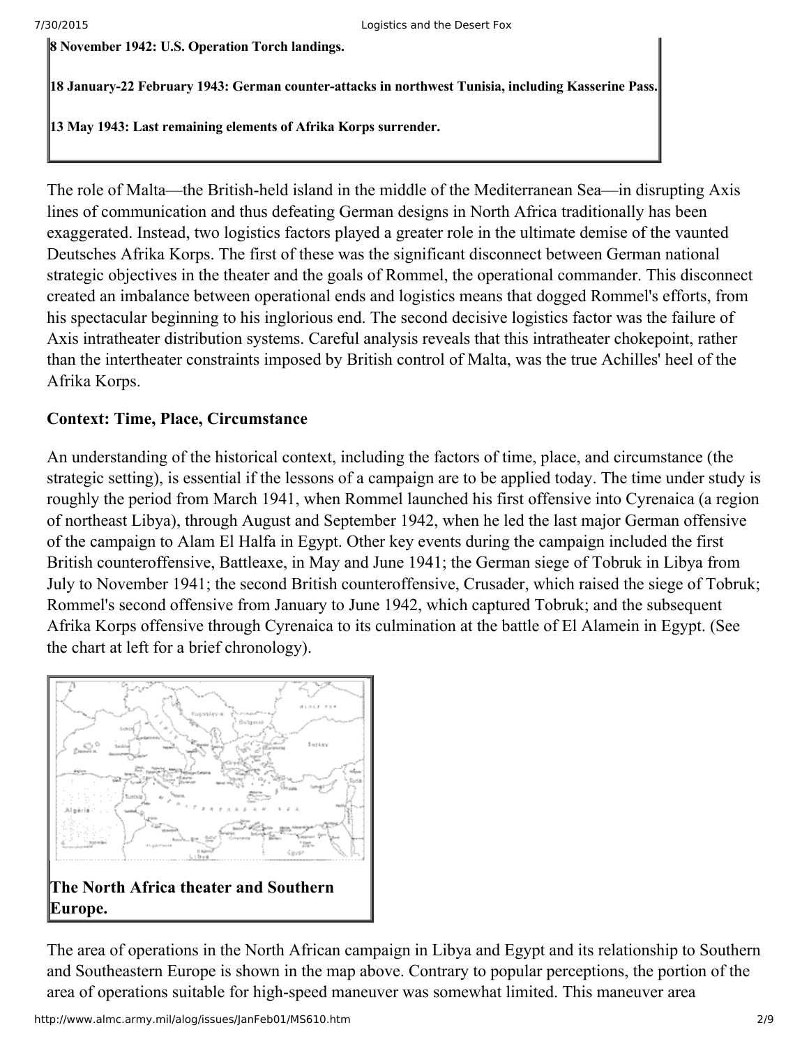**8 November 1942: U.S. Operation Torch landings.**

**18 January-22 February 1943: German counter-attacks in northwest Tunisia, including Kasserine Pass.**

**13 May 1943: Last remaining elements of Afrika Korps surrender.**

The role of Malta—the British-held island in the middle of the Mediterranean Sea—in disrupting Axis lines of communication and thus defeating German designs in North Africa traditionally has been exaggerated. Instead, two logistics factors played a greater role in the ultimate demise of the vaunted Deutsches Afrika Korps. The first of these was the significant disconnect between German national strategic objectives in the theater and the goals of Rommel, the operational commander. This disconnect created an imbalance between operational ends and logistics means that dogged Rommel's efforts, from his spectacular beginning to his inglorious end. The second decisive logistics factor was the failure of Axis intratheater distribution systems. Careful analysis reveals that this intratheater chokepoint, rather than the intertheater constraints imposed by British control of Malta, was the true Achilles' heel of the Afrika Korps.

### Context: Time, Place, Circumstance

An understanding of the historical context, including the factors of time, place, and circumstance (the strategic setting), is essential if the lessons of a campaign are to be applied today. The time under study is roughly the period from March 1941, when Rommel launched his first offensive into Cyrenaica (a region of northeast Libya), through August and September 1942, when he led the last major German offensive of the campaign to Alam El Halfa in Egypt. Other key events during the campaign included the first British counteroffensive, Battleaxe, in May and June 1941; the German siege of Tobruk in Libya from July to November 1941; the second British counteroffensive, Crusader, which raised the siege of Tobruk; Rommel's second offensive from January to June 1942, which captured Tobruk; and the subsequent Afrika Korps offensive through Cyrenaica to its culmination at the battle of El Alamein in Egypt. (See the chart at left for a brief chronology).

**The North Africa theater and Southern Europe.**

The area of operations in the North African campaign in Libya and Egypt and its relationship to Southern and Southeastern Europe is shown in the map above. Contrary to popular perceptions, the portion of the area of operations suitable for high-speed maneuver was somewhat limited. This maneuver area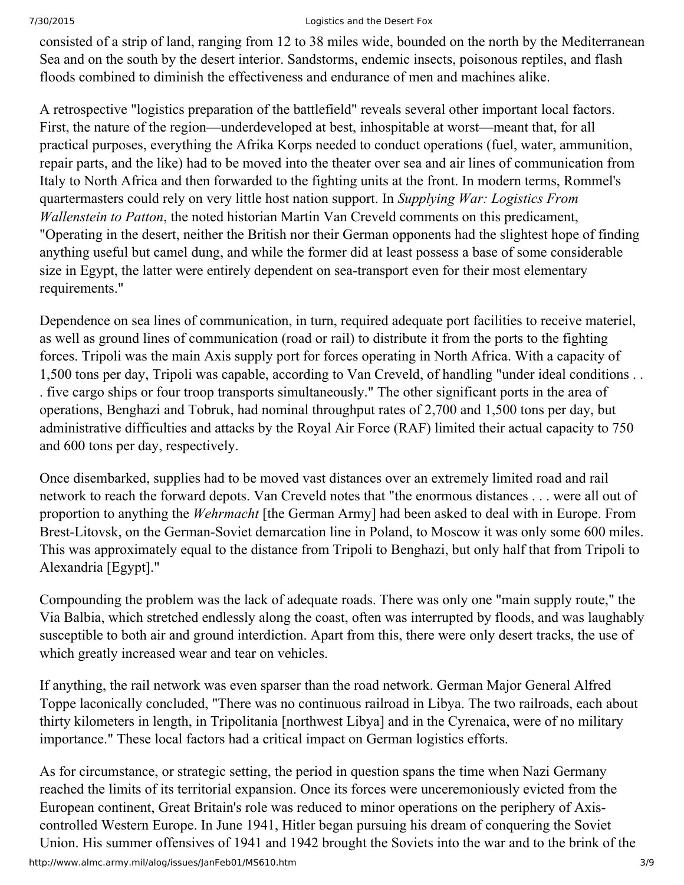consisted of a strip of land, ranging from 12 to 38 miles wide, bounded on the north by the Mediterranean Sea and on the south by the desert interior. Sandstorms, endemic insects, poisonous reptiles, and flash floods combined to diminish the effectiveness and endurance of men and machines alike.

A retrospective "logistics preparation of the battlefield" reveals several other important local factors. First, the nature of the region—underdeveloped at best, inhospitable at worst—meant that, for all practical purposes, everything the Afrika Korps needed to conduct operations (fuel, water, ammunition, repair parts, and the like) had to be moved into the theater over sea and air lines of communication from Italy to North Africa and then forwarded to the fighting units at the front. In modern terms, Rommel's quartermasters could rely on very little host nation support. In *Supplying War: Logistics From Wallenstein to Patton*, the noted historian Martin Van Creveld comments on this predicament, "Operating in the desert, neither the British nor their German opponents had the slightest hope of finding anything useful but camel dung, and while the former did at least possess a base of some considerable size in Egypt, the latter were entirely dependent on sea-transport even for their most elementary requirements."

Dependence on sea lines of communication, in turn, required adequate port facilities to receive materiel, as well as ground lines of communication (road or rail) to distribute it from the ports to the fighting forces. Tripoli was the main Axis supply port for forces operating in North Africa. With a capacity of 1,500 tons per day, Tripoli was capable, according to Van Creveld, of handling "under ideal conditions . . . five cargo ships or four troop transports simultaneously." The other significant ports in the area of operations, Benghazi and Tobruk, had nominal throughput rates of 2,700 and 1,500 tons per day, but administrative difficulties and attacks by the Royal Air Force (RAF) limited their actual capacity to 750 and 600 tons per day, respectively.

Once disembarked, supplies had to be moved vast distances over an extremely limited road and rail network to reach the forward depots. Van Creveld notes that "the enormous distances . . . were all out of proportion to anything the *Wehrmacht* [the German Army] had been asked to deal with in Europe. From Brest-Litovsk, on the German-Soviet demarcation line in Poland, to Moscow it was only some 600 miles. This was approximately equal to the distance from Tripoli to Benghazi, but only half that from Tripoli to Alexandria [Egypt]."

Compounding the problem was the lack of adequate roads. There was only one "main supply route," the Via Balbia, which stretched endlessly along the coast, often was interrupted by floods, and was laughably susceptible to both air and ground interdiction. Apart from this, there were only desert tracks, the use of which greatly increased wear and tear on vehicles.

If anything, the rail network was even sparser than the road network. German Major General Alfred Toppe laconically concluded, "There was no continuous railroad in Libya. The two railroads, each about thirty kilometers in length, in Tripolitania [northwest Libya] and in the Cyrenaica, were of no military importance." These local factors had a critical impact on German logistics efforts.

As for circumstance, or strategic setting, the period in question spans the time when Nazi Germany reached the limits of its territorial expansion. Once its forces were unceremoniously evicted from the European continent, Great Britain's role was reduced to minor operations on the periphery of Axis-controlled Western Europe. In June 1941, Hitler began pursuing his dream of conquering the Soviet Union. His summer offensives of 1941 and 1942 brought the Soviets into the war and to the brink of the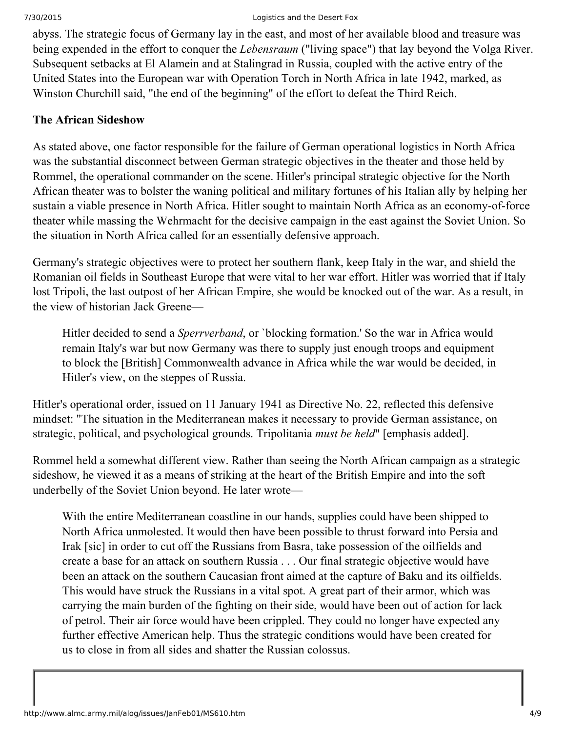abyss. The strategic focus of Germany lay in the east, and most of her available blood and treasure was being expended in the effort to conquer the *Lebensraum* ("living space") that lay beyond the Volga River. Subsequent setbacks at El Alamein and at Stalingrad in Russia, coupled with the active entry of the United States into the European war with Operation Torch in North Africa in late 1942, marked, as Winston Churchill said, "the end of the beginning" of the effort to defeat the Third Reich.

**The African Sideshow**

As stated above, one factor responsible for the failure of German operational logistics in North Africa was the substantial disconnect between German strategic objectives in the theater and those held by Rommel, the operational commander on the scene. Hitler's principal strategic objective for the North African theater was to bolster the waning political and military fortunes of his Italian ally by helping her sustain a viable presence in North Africa. Hitler sought to maintain North Africa as an economy-of-force theater while massing the Wehrmacht for the decisive campaign in the east against the Soviet Union. So the situation in North Africa called for an essentially defensive approach.

Germany's strategic objectives were to protect her southern flank, keep Italy in the war, and shield the Romanian oil fields in Southeast Europe that were vital to her war effort. Hitler was worried that if Italy lost Tripoli, the last outpost of her African Empire, she would be knocked out of the war. As a result, in the view of historian Jack Greene—

> Hitler decided to send a *Sperrverband*, or `blocking formation.' So the war in Africa would remain Italy's war but now Germany was there to supply just enough troops and equipment to block the [British] Commonwealth advance in Africa while the war would be decided, in Hitler's view, on the steppes of Russia.

Hitler's operational order, issued on 11 January 1941 as Directive No. 22, reflected this defensive mindset: "The situation in the Mediterranean makes it necessary to provide German assistance, on strategic, political, and psychological grounds. Tripolitania *must be held*" [emphasis added].

Rommel held a somewhat different view. Rather than seeing the North African campaign as a strategic sideshow, he viewed it as a means of striking at the heart of the British Empire and into the soft underbelly of the Soviet Union beyond. He later wrote—

> With the entire Mediterranean coastline in our hands, supplies could have been shipped to North Africa unmolested. It would then have been possible to thrust forward into Persia and Irak [sic] in order to cut off the Russians from Basra, take possession of the oilfields and create a base for an attack on southern Russia . . . Our final strategic objective would have been an attack on the southern Caucasian front aimed at the capture of Baku and its oilfields. This would have struck the Russians in a vital spot. A great part of their armor, which was carrying the main burden of the fighting on their side, would have been out of action for lack of petrol. Their air force would have been crippled. They could no longer have expected any further effective American help. Thus the strategic conditions would have been created for us to close in from all sides and shatter the Russian colossus.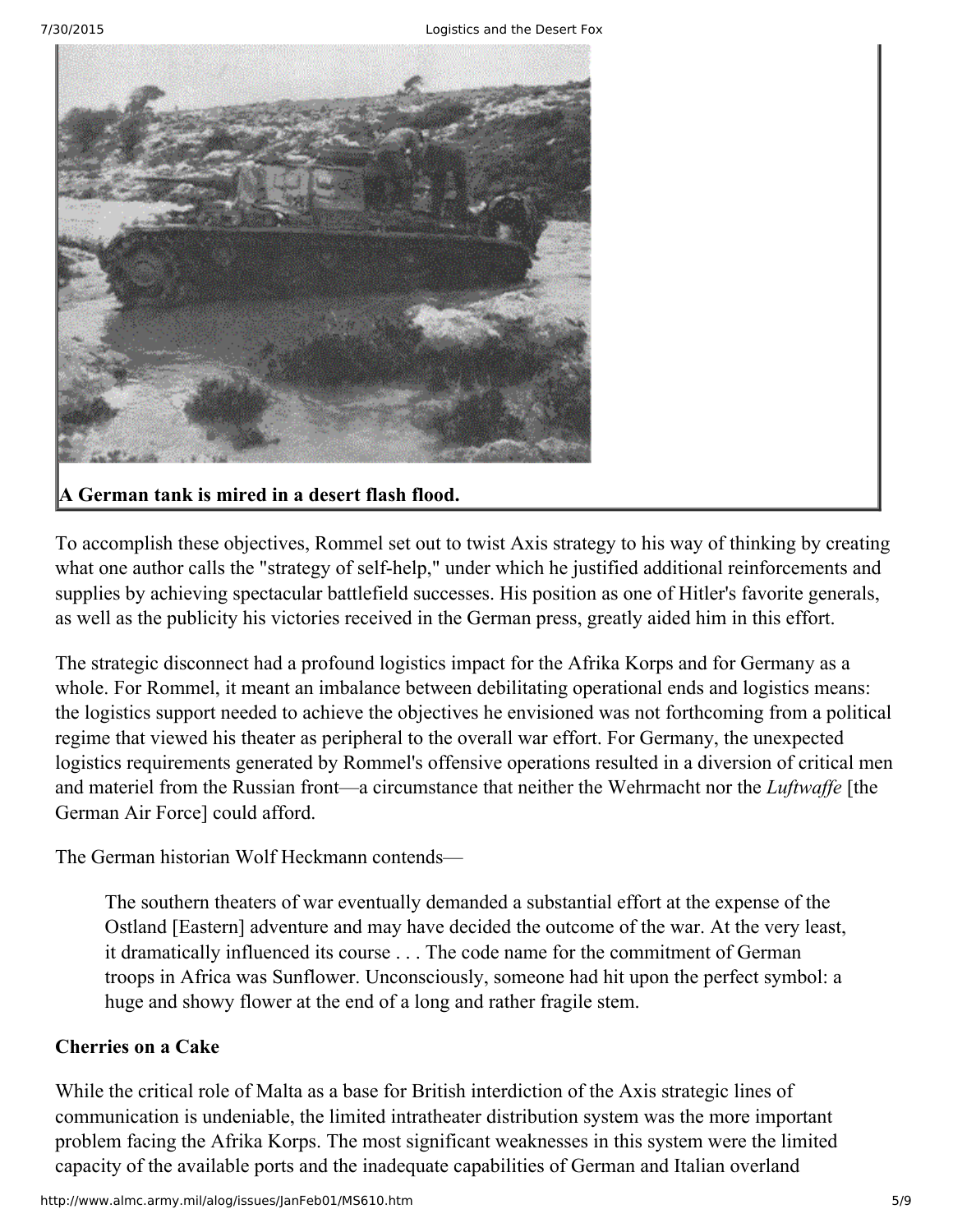**A German tank is mired in a desert flash flood.**

To accomplish these objectives, Rommel set out to twist Axis strategy to his way of thinking by creating what one author calls the "strategy of self-help," under which he justified additional reinforcements and supplies by achieving spectacular battlefield successes. His position as one of Hitler's favorite generals, as well as the publicity his victories received in the German press, greatly aided him in this effort.

The strategic disconnect had a profound logistics impact for the Afrika Korps and for Germany as a whole. For Rommel, it meant an imbalance between debilitating operational ends and logistics means: the logistics support needed to achieve the objectives he envisioned was not forthcoming from a political regime that viewed his theater as peripheral to the overall war effort. For Germany, the unexpected logistics requirements generated by Rommel's offensive operations resulted in a diversion of critical men and materiel from the Russian front—a circumstance that neither the Wehrmacht nor the *Luftwaffe* [the German Air Force] could afford.

The German historian Wolf Heckmann contends—

> The southern theaters of war eventually demanded a substantial effort at the expense of the Ostland [Eastern] adventure and may have decided the outcome of the war. At the very least, it dramatically influenced its course . . . The code name for the commitment of German troops in Africa was Sunflower. Unconsciously, someone had hit upon the perfect symbol: a huge and showy flower at the end of a long and rather fragile stem.

### Cherries on a Cake

While the critical role of Malta as a base for British interdiction of the Axis strategic lines of communication is undeniable, the limited intratheater distribution system was the more important problem facing the Afrika Korps. The most significant weaknesses in this system were the limited capacity of the available ports and the inadequate capabilities of German and Italian overland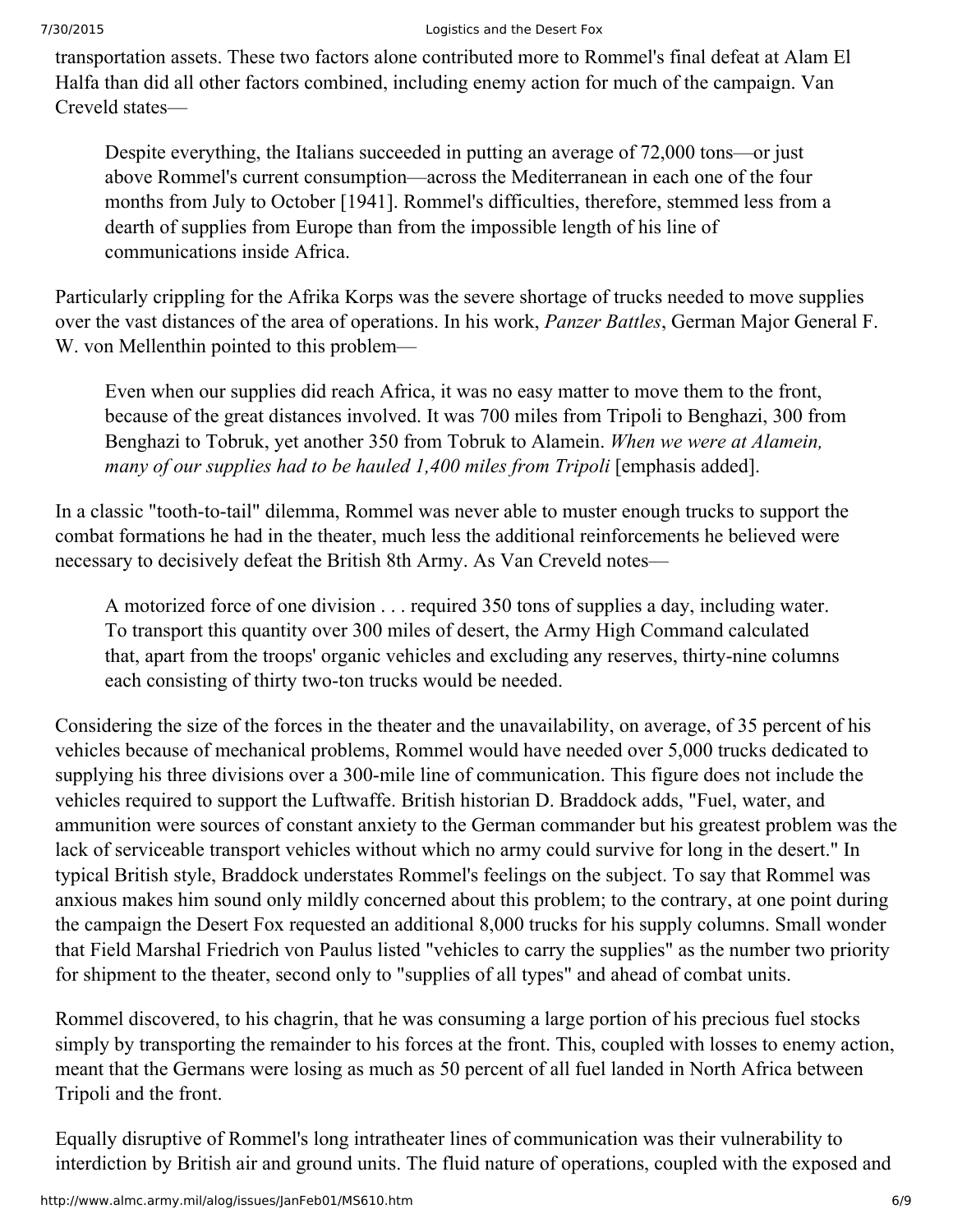transportation assets. These two factors alone contributed more to Rommel's final defeat at Alam El Halfa than did all other factors combined, including enemy action for much of the campaign. Van Creveld states—

> Despite everything, the Italians succeeded in putting an average of 72,000 tons—or just above Rommel's current consumption—across the Mediterranean in each one of the four months from July to October [1941]. Rommel's difficulties, therefore, stemmed less from a dearth of supplies from Europe than from the impossible length of his line of communications inside Africa.

Particularly crippling for the Afrika Korps was the severe shortage of trucks needed to move supplies over the vast distances of the area of operations. In his work, *Panzer Battles*, German Major General F. W. von Mellenthin pointed to this problem—

> Even when our supplies did reach Africa, it was no easy matter to move them to the front, because of the great distances involved. It was 700 miles from Tripoli to Benghazi, 300 from Benghazi to Tobruk, yet another 350 from Tobruk to Alamein. *When we were at Alamein, many of our supplies had to be hauled 1,400 miles from Tripoli* [emphasis added].

In a classic "tooth-to-tail" dilemma, Rommel was never able to muster enough trucks to support the combat formations he had in the theater, much less the additional reinforcements he believed were necessary to decisively defeat the British 8th Army. As Van Creveld notes—

> A motorized force of one division . . . required 350 tons of supplies a day, including water. To transport this quantity over 300 miles of desert, the Army High Command calculated that, apart from the troops' organic vehicles and excluding any reserves, thirty-nine columns each consisting of thirty two-ton trucks would be needed.

Considering the size of the forces in the theater and the unavailability, on average, of 35 percent of his vehicles because of mechanical problems, Rommel would have needed over 5,000 trucks dedicated to supplying his three divisions over a 300-mile line of communication. This figure does not include the vehicles required to support the Luftwaffe. British historian D. Braddock adds, "Fuel, water, and ammunition were sources of constant anxiety to the German commander but his greatest problem was the lack of serviceable transport vehicles without which no army could survive for long in the desert." In typical British style, Braddock understates Rommel's feelings on the subject. To say that Rommel was anxious makes him sound only mildly concerned about this problem; to the contrary, at one point during the campaign the Desert Fox requested an additional 8,000 trucks for his supply columns. Small wonder that Field Marshal Friedrich von Paulus listed "vehicles to carry the supplies" as the number two priority for shipment to the theater, second only to "supplies of all types" and ahead of combat units.

Rommel discovered, to his chagrin, that he was consuming a large portion of his precious fuel stocks simply by transporting the remainder to his forces at the front. This, coupled with losses to enemy action, meant that the Germans were losing as much as 50 percent of all fuel landed in North Africa between Tripoli and the front.

Equally disruptive of Rommel's long intratheater lines of communication was their vulnerability to interdiction by British air and ground units. The fluid nature of operations, coupled with the exposed and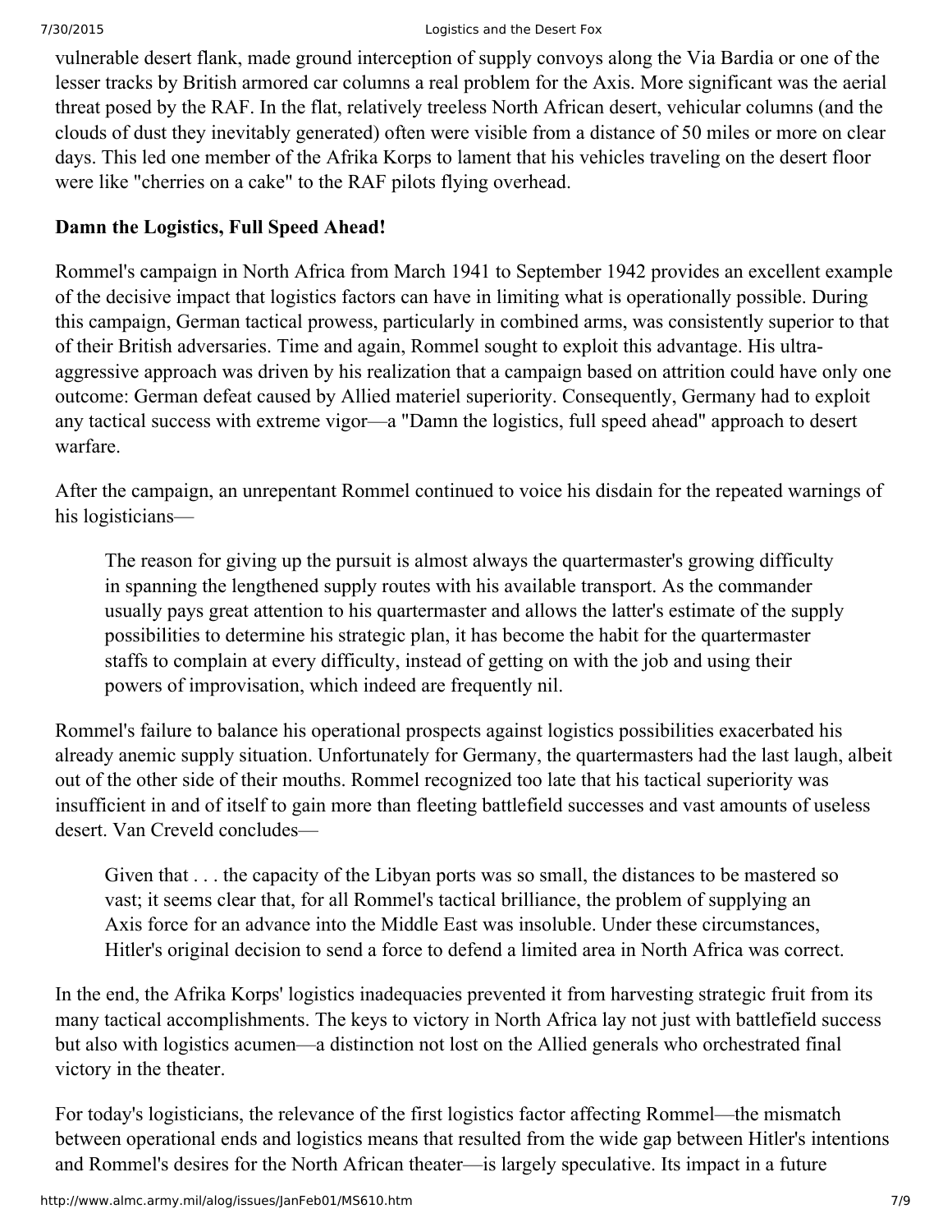vulnerable desert flank, made ground interception of supply convoys along the Via Bardia or one of the lesser tracks by British armored car columns a real problem for the Axis. More significant was the aerial threat posed by the RAF. In the flat, relatively treeless North African desert, vehicular columns (and the clouds of dust they inevitably generated) often were visible from a distance of 50 miles or more on clear days. This led one member of the Afrika Korps to lament that his vehicles traveling on the desert floor were like "cherries on a cake" to the RAF pilots flying overhead.

**Damn the Logistics, Full Speed Ahead!**

Rommel's campaign in North Africa from March 1941 to September 1942 provides an excellent example of the decisive impact that logistics factors can have in limiting what is operationally possible. During this campaign, German tactical prowess, particularly in combined arms, was consistently superior to that of their British adversaries. Time and again, Rommel sought to exploit this advantage. His ultra-aggressive approach was driven by his realization that a campaign based on attrition could have only one outcome: German defeat caused by Allied materiel superiority. Consequently, Germany had to exploit any tactical success with extreme vigor—a "Damn the logistics, full speed ahead" approach to desert warfare.

After the campaign, an unrepentant Rommel continued to voice his disdain for the repeated warnings of his logisticians—

> The reason for giving up the pursuit is almost always the quartermaster's growing difficulty in spanning the lengthened supply routes with his available transport. As the commander usually pays great attention to his quartermaster and allows the latter's estimate of the supply possibilities to determine his strategic plan, it has become the habit for the quartermaster staffs to complain at every difficulty, instead of getting on with the job and using their powers of improvisation, which indeed are frequently nil.

Rommel's failure to balance his operational prospects against logistics possibilities exacerbated his already anemic supply situation. Unfortunately for Germany, the quartermasters had the last laugh, albeit out of the other side of their mouths. Rommel recognized too late that his tactical superiority was insufficient in and of itself to gain more than fleeting battlefield successes and vast amounts of useless desert. Van Creveld concludes—

> Given that . . . the capacity of the Libyan ports was so small, the distances to be mastered so vast; it seems clear that, for all Rommel's tactical brilliance, the problem of supplying an Axis force for an advance into the Middle East was insoluble. Under these circumstances, Hitler's original decision to send a force to defend a limited area in North Africa was correct.

In the end, the Afrika Korps' logistics inadequacies prevented it from harvesting strategic fruit from its many tactical accomplishments. The keys to victory in North Africa lay not just with battlefield success but also with logistics acumen—a distinction not lost on the Allied generals who orchestrated final victory in the theater.

For today's logisticians, the relevance of the first logistics factor affecting Rommel—the mismatch between operational ends and logistics means that resulted from the wide gap between Hitler's intentions and Rommel's desires for the North African theater—is largely speculative. Its impact in a future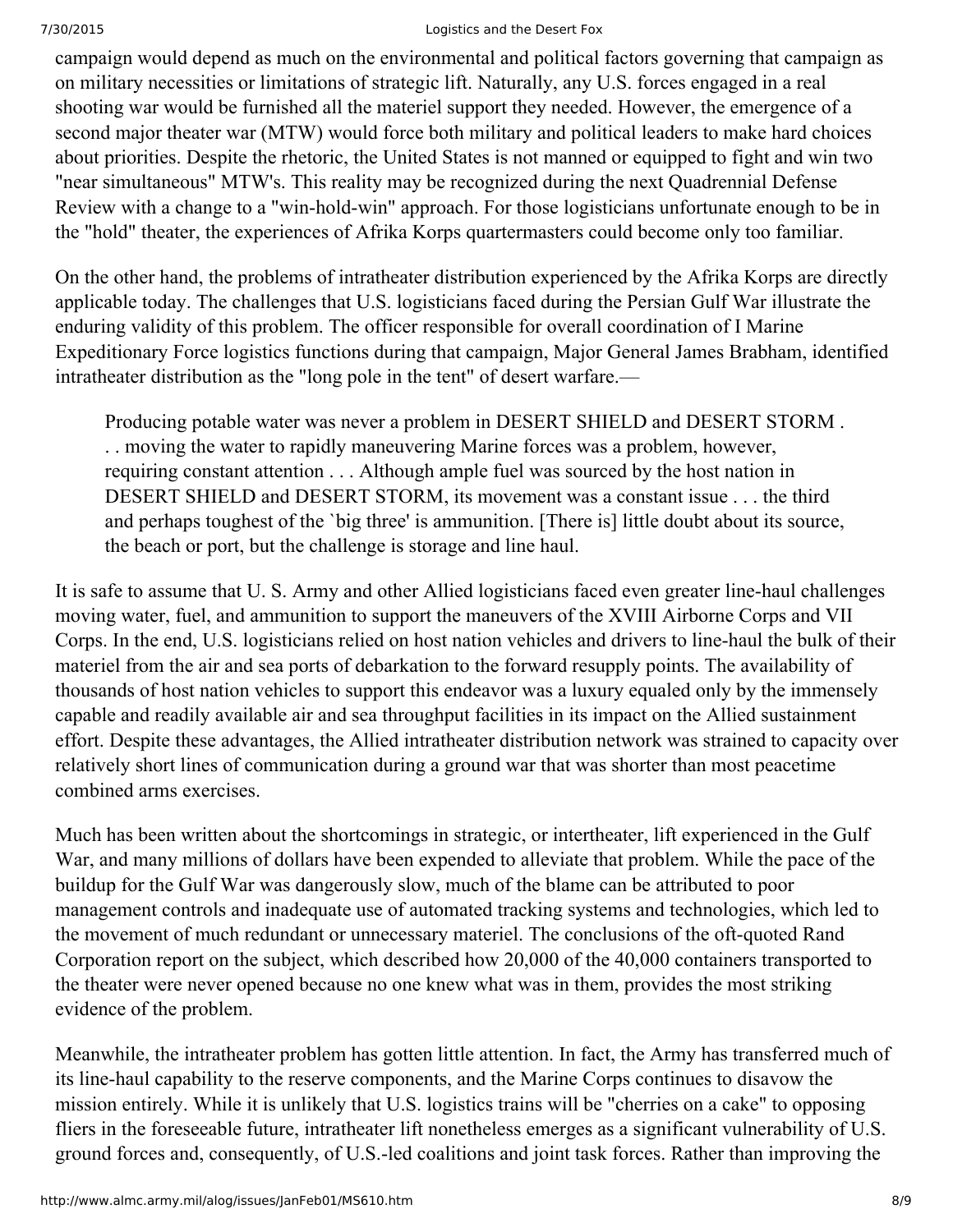campaign would depend as much on the environmental and political factors governing that campaign as on military necessities or limitations of strategic lift. Naturally, any U.S. forces engaged in a real shooting war would be furnished all the materiel support they needed. However, the emergence of a second major theater war (MTW) would force both military and political leaders to make hard choices about priorities. Despite the rhetoric, the United States is not manned or equipped to fight and win two "near simultaneous" MTW's. This reality may be recognized during the next Quadrennial Defense Review with a change to a "win-hold-win" approach. For those logisticians unfortunate enough to be in the "hold" theater, the experiences of Afrika Korps quartermasters could become only too familiar.

On the other hand, the problems of intratheater distribution experienced by the Afrika Korps are directly applicable today. The challenges that U.S. logisticians faced during the Persian Gulf War illustrate the enduring validity of this problem. The officer responsible for overall coordination of I Marine Expeditionary Force logistics functions during that campaign, Major General James Brabham, identified intratheater distribution as the "long pole in the tent" of desert warfare.—

> Producing potable water was never a problem in DESERT SHIELD and DESERT STORM . . . moving the water to rapidly maneuvering Marine forces was a problem, however, requiring constant attention . . . Although ample fuel was sourced by the host nation in DESERT SHIELD and DESERT STORM, its movement was a constant issue . . . the third and perhaps toughest of the `big three' is ammunition. [There is] little doubt about its source, the beach or port, but the challenge is storage and line haul.

It is safe to assume that U. S. Army and other Allied logisticians faced even greater line-haul challenges moving water, fuel, and ammunition to support the maneuvers of the XVIII Airborne Corps and VII Corps. In the end, U.S. logisticians relied on host nation vehicles and drivers to line-haul the bulk of their materiel from the air and sea ports of debarkation to the forward resupply points. The availability of thousands of host nation vehicles to support this endeavor was a luxury equaled only by the immensely capable and readily available air and sea throughput facilities in its impact on the Allied sustainment effort. Despite these advantages, the Allied intratheater distribution network was strained to capacity over relatively short lines of communication during a ground war that was shorter than most peacetime combined arms exercises.

Much has been written about the shortcomings in strategic, or intertheater, lift experienced in the Gulf War, and many millions of dollars have been expended to alleviate that problem. While the pace of the buildup for the Gulf War was dangerously slow, much of the blame can be attributed to poor management controls and inadequate use of automated tracking systems and technologies, which led to the movement of much redundant or unnecessary materiel. The conclusions of the oft-quoted Rand Corporation report on the subject, which described how 20,000 of the 40,000 containers transported to the theater were never opened because no one knew what was in them, provides the most striking evidence of the problem.

Meanwhile, the intratheater problem has gotten little attention. In fact, the Army has transferred much of its line-haul capability to the reserve components, and the Marine Corps continues to disavow the mission entirely. While it is unlikely that U.S. logistics trains will be "cherries on a cake" to opposing fliers in the foreseeable future, intratheater lift nonetheless emerges as a significant vulnerability of U.S. ground forces and, consequently, of U.S.-led coalitions and joint task forces. Rather than improving the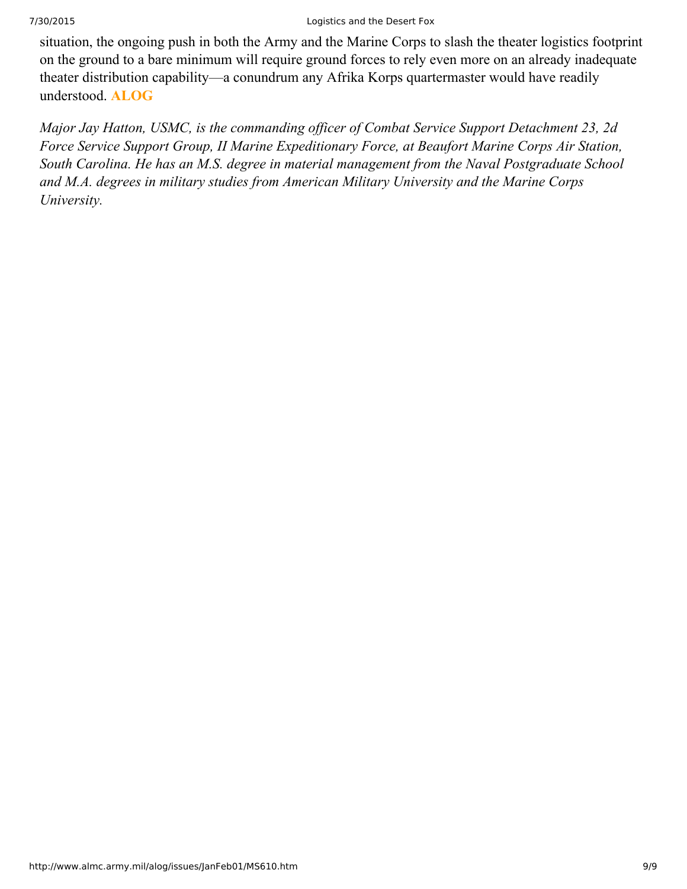situation, the ongoing push in both the Army and the Marine Corps to slash the theater logistics footprint on the ground to a bare minimum will require ground forces to rely even more on an already inadequate theater distribution capability—a conundrum any Afrika Korps quartermaster would have readily understood. **ALOG**

*Major Jay Hatton, USMC, is the commanding officer of Combat Service Support Detachment 23, 2d Force Service Support Group, II Marine Expeditionary Force, at Beaufort Marine Corps Air Station, South Carolina. He has an M.S. degree in material management from the Naval Postgraduate School and M.A. degrees in military studies from American Military University and the Marine Corps University.*